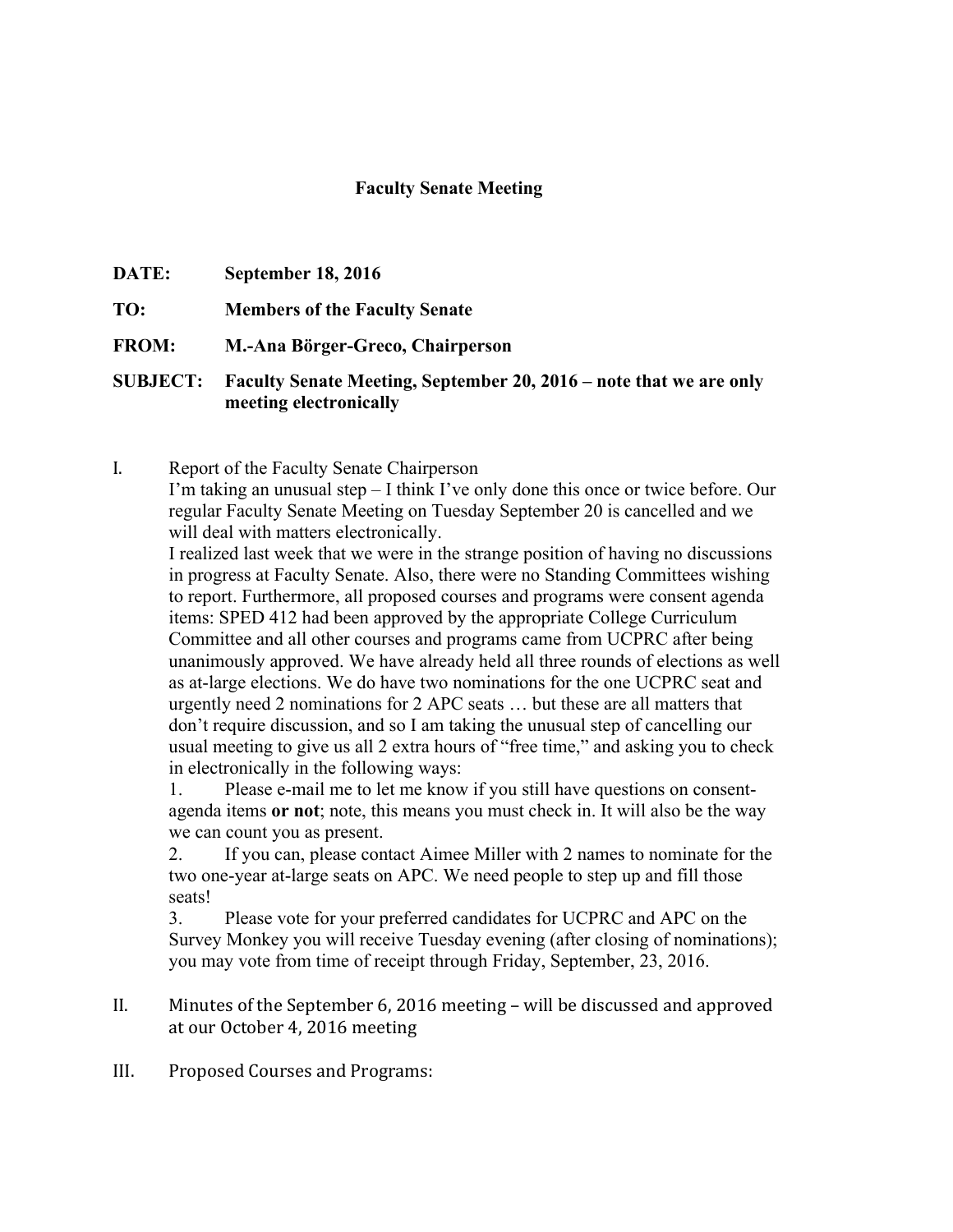**Faculty Senate Meeting**

**DATE:** **September 18, 2016**

**TO:** **Members of the Faculty Senate**

**FROM:** **M.-Ana Börger-Greco, Chairperson**

**SUBJECT:** **Faculty Senate Meeting, September 20, 2016 – note that we are only meeting electronically**

I. Report of the Faculty Senate Chairperson

I'm taking an unusual step – I think I've only done this once or twice before. Our regular Faculty Senate Meeting on Tuesday September 20 is cancelled and we will deal with matters electronically.

I realized last week that we were in the strange position of having no discussions in progress at Faculty Senate. Also, there were no Standing Committees wishing to report. Furthermore, all proposed courses and programs were consent agenda items: SPED 412 had been approved by the appropriate College Curriculum Committee and all other courses and programs came from UCPRC after being unanimously approved. We have already held all three rounds of elections as well as at-large elections. We do have two nominations for the one UCPRC seat and urgently need 2 nominations for 2 APC seats … but these are all matters that don't require discussion, and so I am taking the unusual step of cancelling our usual meeting to give us all 2 extra hours of "free time," and asking you to check in electronically in the following ways:

1. Please e-mail me to let me know if you still have questions on consent-agenda items **or not**; note, this means you must check in. It will also be the way we can count you as present.
2. If you can, please contact Aimee Miller with 2 names to nominate for the two one-year at-large seats on APC. We need people to step up and fill those seats!
3. Please vote for your preferred candidates for UCPRC and APC on the Survey Monkey you will receive Tuesday evening (after closing of nominations); you may vote from time of receipt through Friday, September, 23, 2016.

II. Minutes of the September 6, 2016 meeting – will be discussed and approved at our October 4, 2016 meeting

III. Proposed Courses and Programs: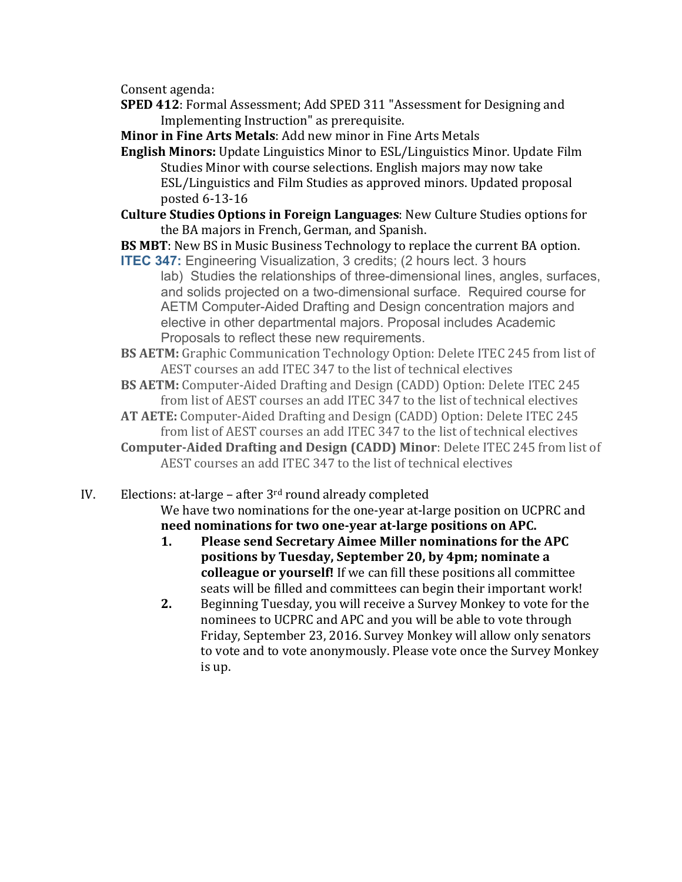Consent agenda:

**SPED 412**: Formal Assessment; Add SPED 311 "Assessment for Designing and Implementing Instruction" as prerequisite.

**Minor in Fine Arts Metals**: Add new minor in Fine Arts Metals

**English Minors:** Update Linguistics Minor to ESL/Linguistics Minor. Update Film Studies Minor with course selections. English majors may now take ESL/Linguistics and Film Studies as approved minors. Updated proposal posted 6-13-16

**Culture Studies Options in Foreign Languages**: New Culture Studies options for the BA majors in French, German, and Spanish.

**BS MBT**: New BS in Music Business Technology to replace the current BA option.

**ITEC 347:** Engineering Visualization, 3 credits; (2 hours lect. 3 hours lab) Studies the relationships of three-dimensional lines, angles, surfaces, and solids projected on a two-dimensional surface. Required course for AETM Computer-Aided Drafting and Design concentration majors and elective in other departmental majors. Proposal includes Academic Proposals to reflect these new requirements.

**BS AETM:** Graphic Communication Technology Option: Delete ITEC 245 from list of AEST courses an add ITEC 347 to the list of technical electives

**BS AETM:** Computer-Aided Drafting and Design (CADD) Option: Delete ITEC 245 from list of AEST courses an add ITEC 347 to the list of technical electives

**AT AETE:** Computer-Aided Drafting and Design (CADD) Option: Delete ITEC 245 from list of AEST courses an add ITEC 347 to the list of technical electives

**Computer-Aided Drafting and Design (CADD) Minor**: Delete ITEC 245 from list of AEST courses an add ITEC 347 to the list of technical electives

IV. Elections: at-large – after 3rd round already completed

We have two nominations for the one-year at-large position on UCPRC and **need nominations for two one-year at-large positions on APC.**

1. **Please send Secretary Aimee Miller nominations for the APC positions by Tuesday, September 20, by 4pm; nominate a colleague or yourself!** If we can fill these positions all committee seats will be filled and committees can begin their important work!
2. Beginning Tuesday, you will receive a Survey Monkey to vote for the nominees to UCPRC and APC and you will be able to vote through Friday, September 23, 2016. Survey Monkey will allow only senators to vote and to vote anonymously. Please vote once the Survey Monkey is up.